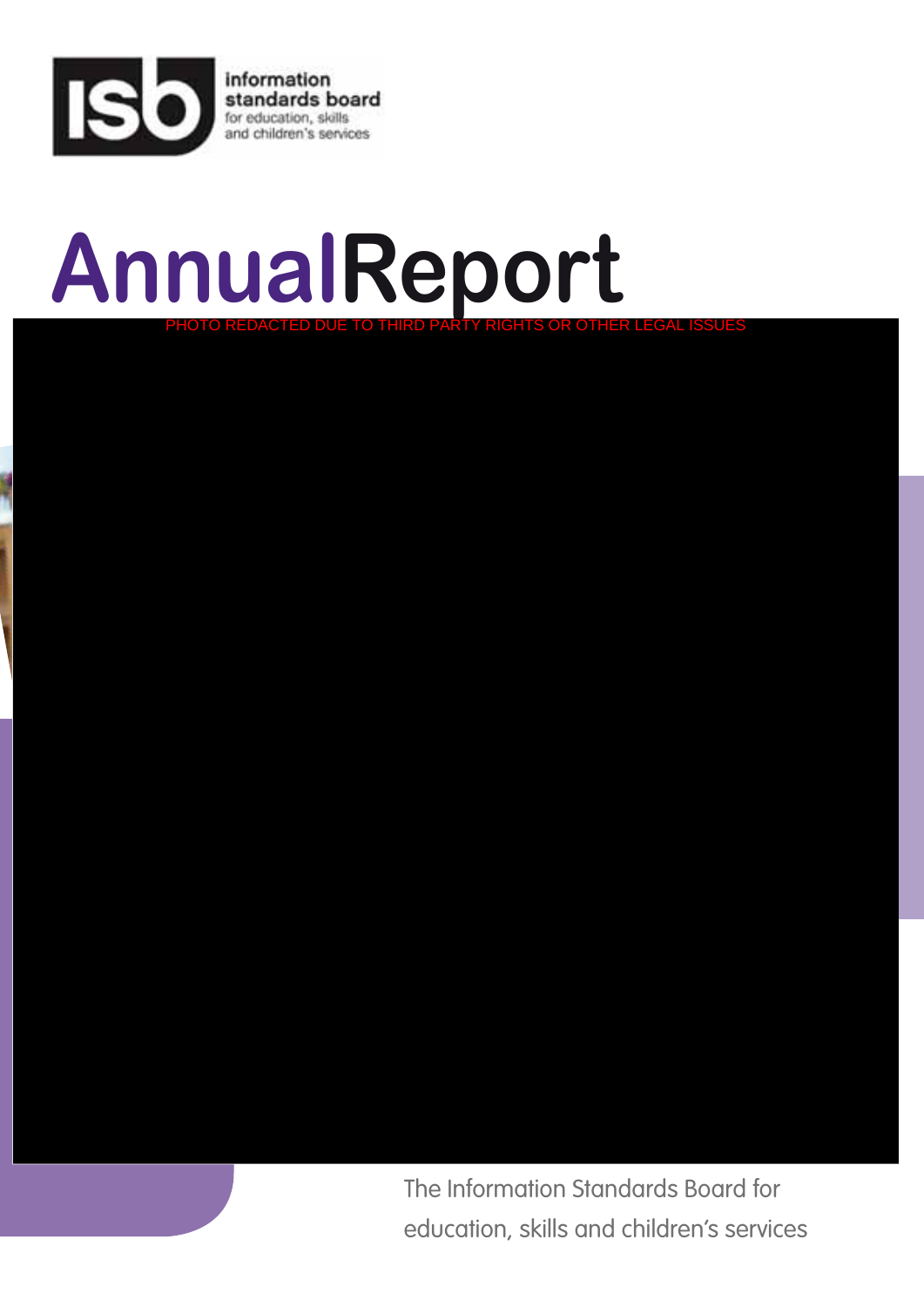information standards board
for education, skills and children's services

# AnnualReport

PHOTO REDACTED DUE TO THIRD PARTY RIGHTS OR OTHER LEGAL ISSUES

The Information Standards Board for education, skills and children's services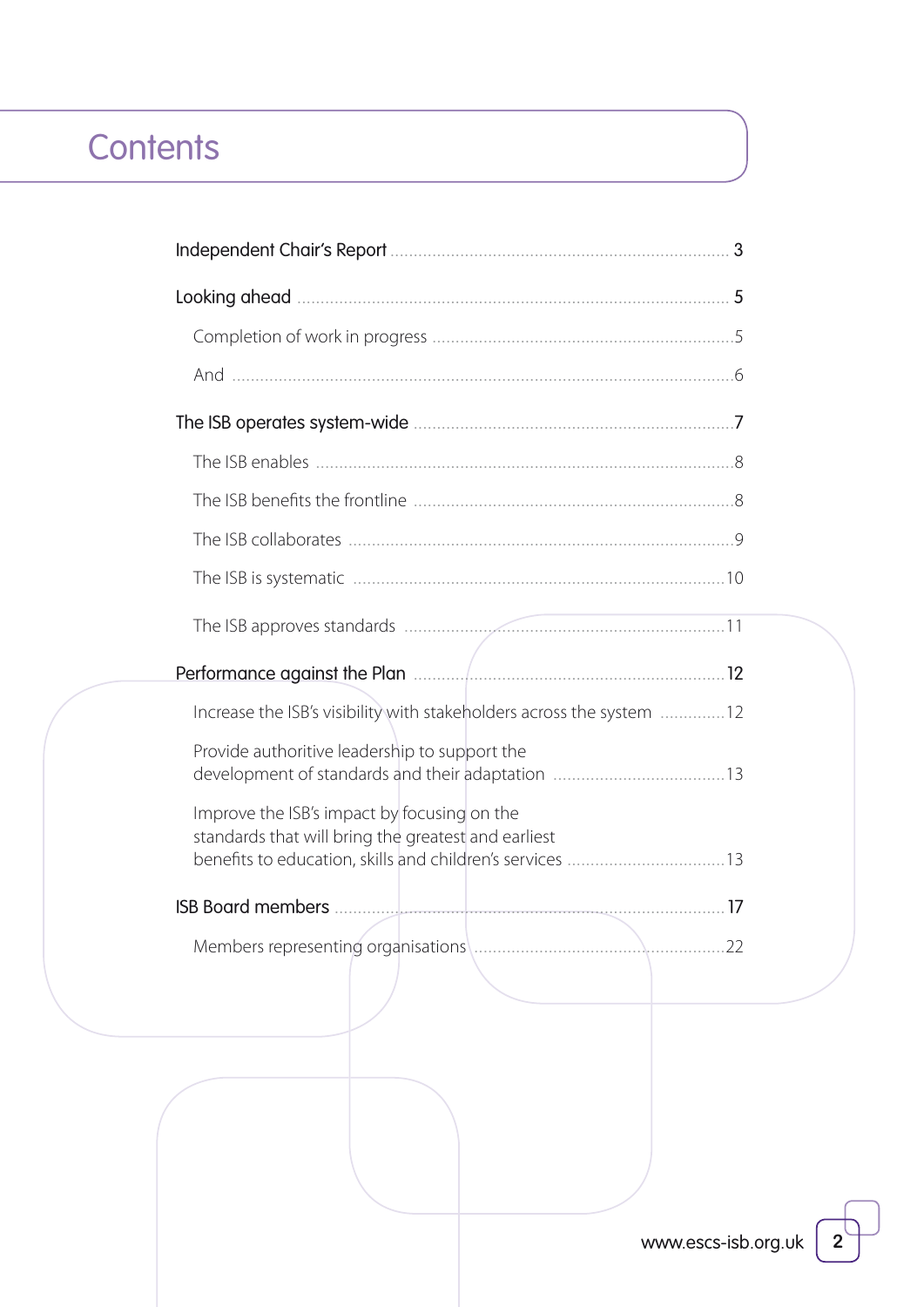# Contents

- Independent Chair's Report .......... 3
- Looking ahead .......... 5
  - Completion of work in progress .......... 5
  - And .......... 6
- The ISB operates system-wide .......... 7
  - The ISB enables .......... 8
  - The ISB benefits the frontline .......... 8
  - The ISB collaborates .......... 9
  - The ISB is systematic .......... 10
  - The ISB approves standards .......... 11
- Performance against the Plan .......... 12
  - Increase the ISB's visibility with stakeholders across the system .......... 12
  - Provide authoritive leadership to support the development of standards and their adaptation .......... 13
  - Improve the ISB's impact by focusing on the standards that will bring the greatest and earliest benefits to education, skills and children's services .......... 13
- ISB Board members .......... 17
  - Members representing organisations .......... 22

www.escs-isb.org.uk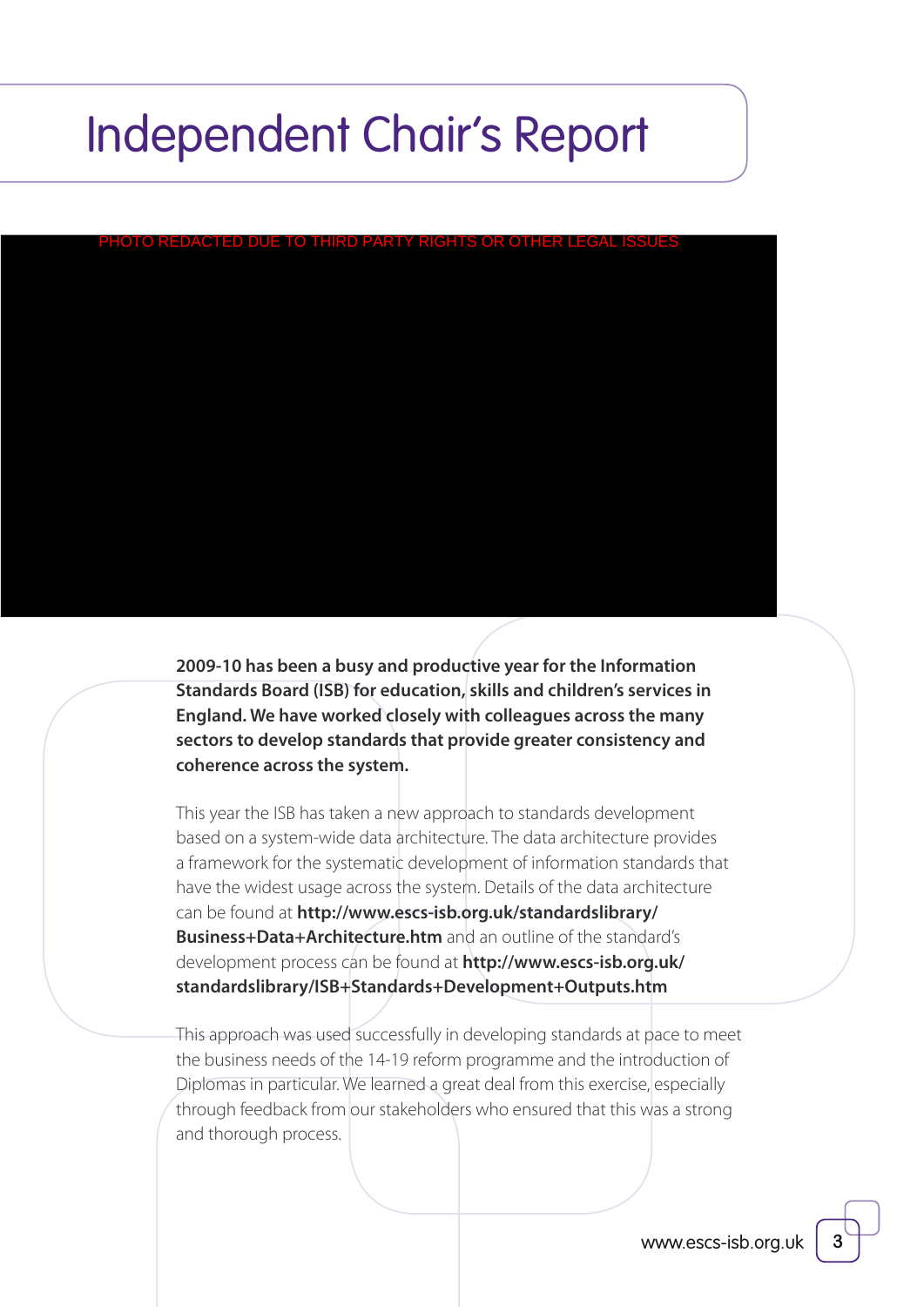# Independent Chair's Report

PHOTO REDACTED DUE TO THIRD PARTY RIGHTS OR OTHER LEGAL ISSUES

**2009-10 has been a busy and productive year for the Information Standards Board (ISB) for education, skills and children's services in England. We have worked closely with colleagues across the many sectors to develop standards that provide greater consistency and coherence across the system.**

This year the ISB has taken a new approach to standards development based on a system-wide data architecture. The data architecture provides a framework for the systematic development of information standards that have the widest usage across the system. Details of the data architecture can be found at **http://www.escs-isb.org.uk/standardslibrary/Business+Data+Architecture.htm** and an outline of the standard's development process can be found at **http://www.escs-isb.org.uk/standardslibrary/ISB+Standards+Development+Outputs.htm**

This approach was used successfully in developing standards at pace to meet the business needs of the 14-19 reform programme and the introduction of Diplomas in particular. We learned a great deal from this exercise, especially through feedback from our stakeholders who ensured that this was a strong and thorough process.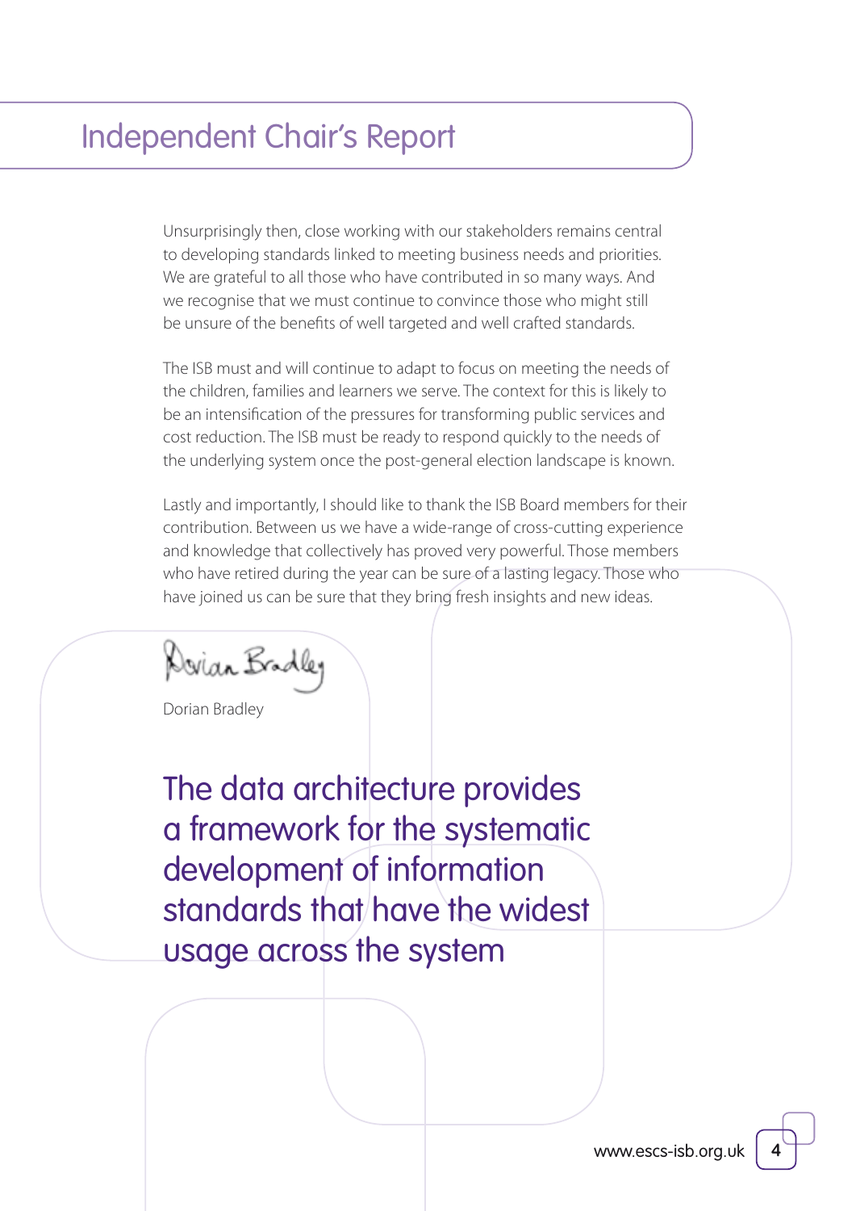# Independent Chair's Report

Unsurprisingly then, close working with our stakeholders remains central to developing standards linked to meeting business needs and priorities. We are grateful to all those who have contributed in so many ways. And we recognise that we must continue to convince those who might still be unsure of the benefits of well targeted and well crafted standards.

The ISB must and will continue to adapt to focus on meeting the needs of the children, families and learners we serve. The context for this is likely to be an intensification of the pressures for transforming public services and cost reduction. The ISB must be ready to respond quickly to the needs of the underlying system once the post-general election landscape is known.

Lastly and importantly, I should like to thank the ISB Board members for their contribution. Between us we have a wide-range of cross-cutting experience and knowledge that collectively has proved very powerful. Those members who have retired during the year can be sure of a lasting legacy. Those who have joined us can be sure that they bring fresh insights and new ideas.

Dorian Bradley

Dorian Bradley

## The data architecture provides a framework for the systematic development of information standards that have the widest usage across the system

www.escs-isb.org.uk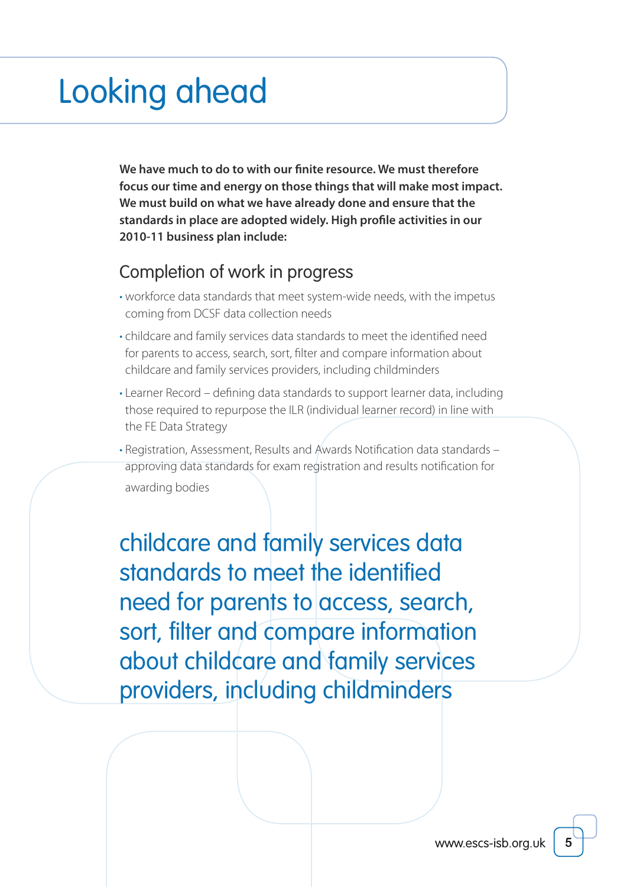# Looking ahead

**We have much to do to with our finite resource. We must therefore focus our time and energy on those things that will make most impact. We must build on what we have already done and ensure that the standards in place are adopted widely. High profile activities in our 2010-11 business plan include:**

## Completion of work in progress

- workforce data standards that meet system-wide needs, with the impetus coming from DCSF data collection needs
- childcare and family services data standards to meet the identified need for parents to access, search, sort, filter and compare information about childcare and family services providers, including childminders
- Learner Record – defining data standards to support learner data, including those required to repurpose the ILR (individual learner record) in line with the FE Data Strategy
- Registration, Assessment, Results and Awards Notification data standards – approving data standards for exam registration and results notification for awarding bodies

> childcare and family services data standards to meet the identified need for parents to access, search, sort, filter and compare information about childcare and family services providers, including childminders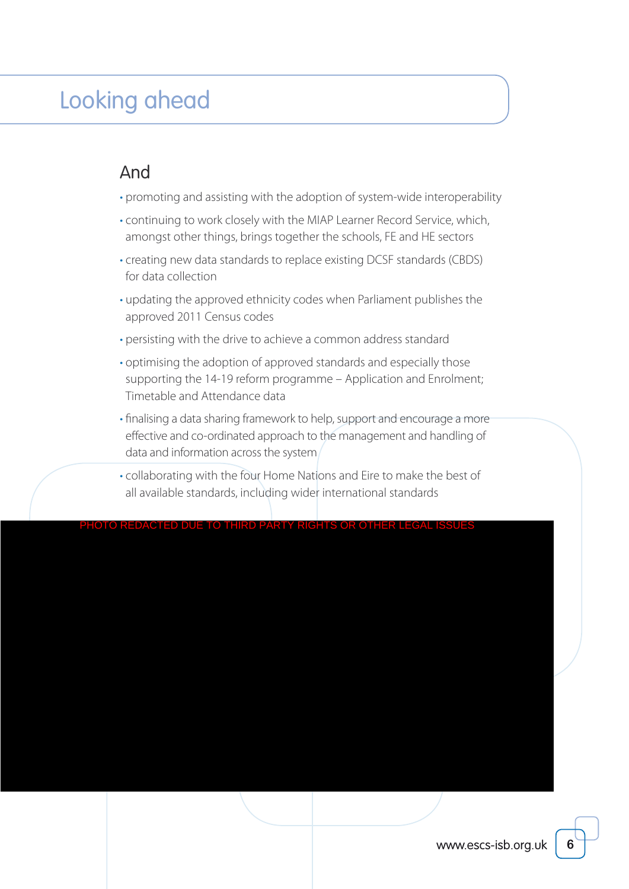# Looking ahead

## And

- promoting and assisting with the adoption of system-wide interoperability
- continuing to work closely with the MIAP Learner Record Service, which, amongst other things, brings together the schools, FE and HE sectors
- creating new data standards to replace existing DCSF standards (CBDS) for data collection
- updating the approved ethnicity codes when Parliament publishes the approved 2011 Census codes
- persisting with the drive to achieve a common address standard
- optimising the adoption of approved standards and especially those supporting the 14-19 reform programme – Application and Enrolment; Timetable and Attendance data
- finalising a data sharing framework to help, support and encourage a more effective and co-ordinated approach to the management and handling of data and information across the system
- collaborating with the four Home Nations and Eire to make the best of all available standards, including wider international standards

PHOTO REDACTED DUE TO THIRD PARTY RIGHTS OR OTHER LEGAL ISSUES

www.escs-isb.org.uk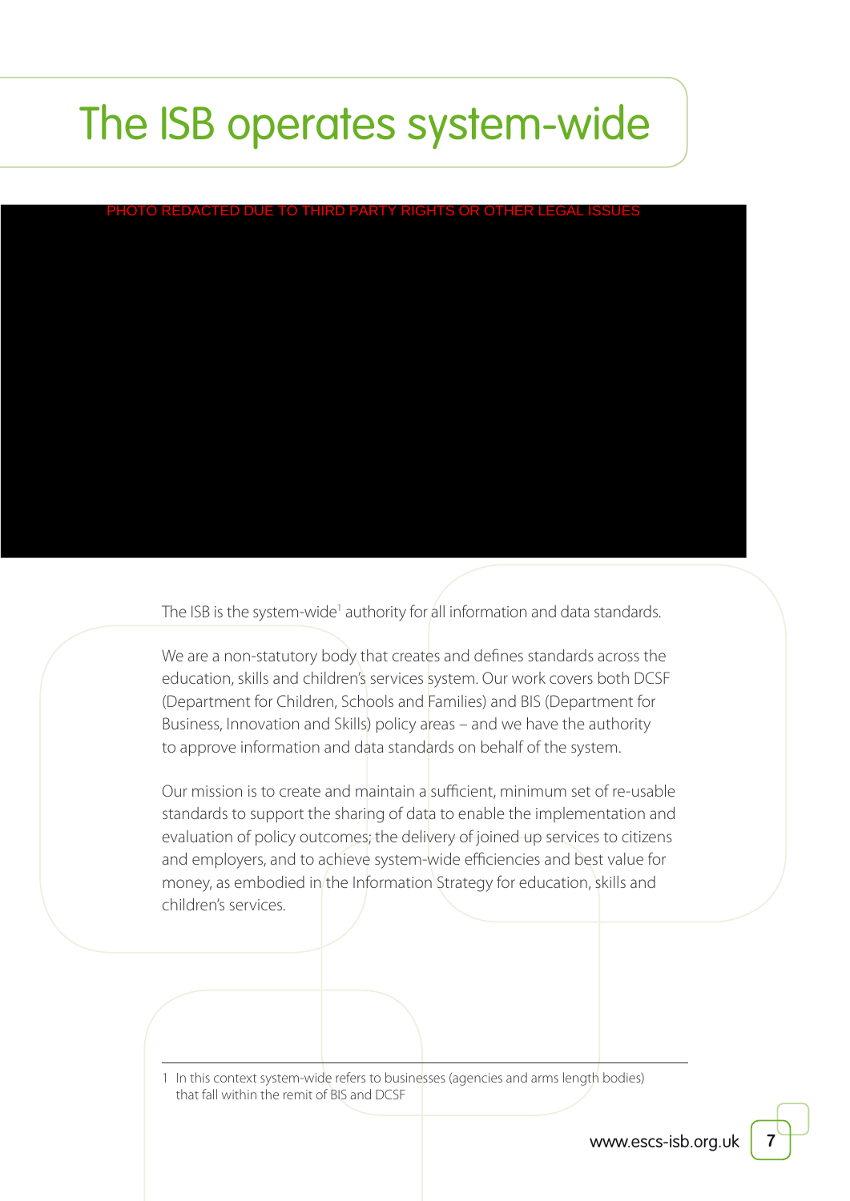# The ISB operates system-wide

PHOTO REDACTED DUE TO THIRD PARTY RIGHTS OR OTHER LEGAL ISSUES

The ISB is the system-wide[1] authority for all information and data standards.

We are a non-statutory body that creates and defines standards across the education, skills and children's services system. Our work covers both DCSF (Department for Children, Schools and Families) and BIS (Department for Business, Innovation and Skills) policy areas – and we have the authority to approve information and data standards on behalf of the system.

Our mission is to create and maintain a sufficient, minimum set of re-usable standards to support the sharing of data to enable the implementation and evaluation of policy outcomes; the delivery of joined up services to citizens and employers, and to achieve system-wide efficiencies and best value for money, as embodied in the Information Strategy for education, skills and children's services.

---

1 In this context system-wide refers to businesses (agencies and arms length bodies) that fall within the remit of BIS and DCSF

www.escs-isb.org.uk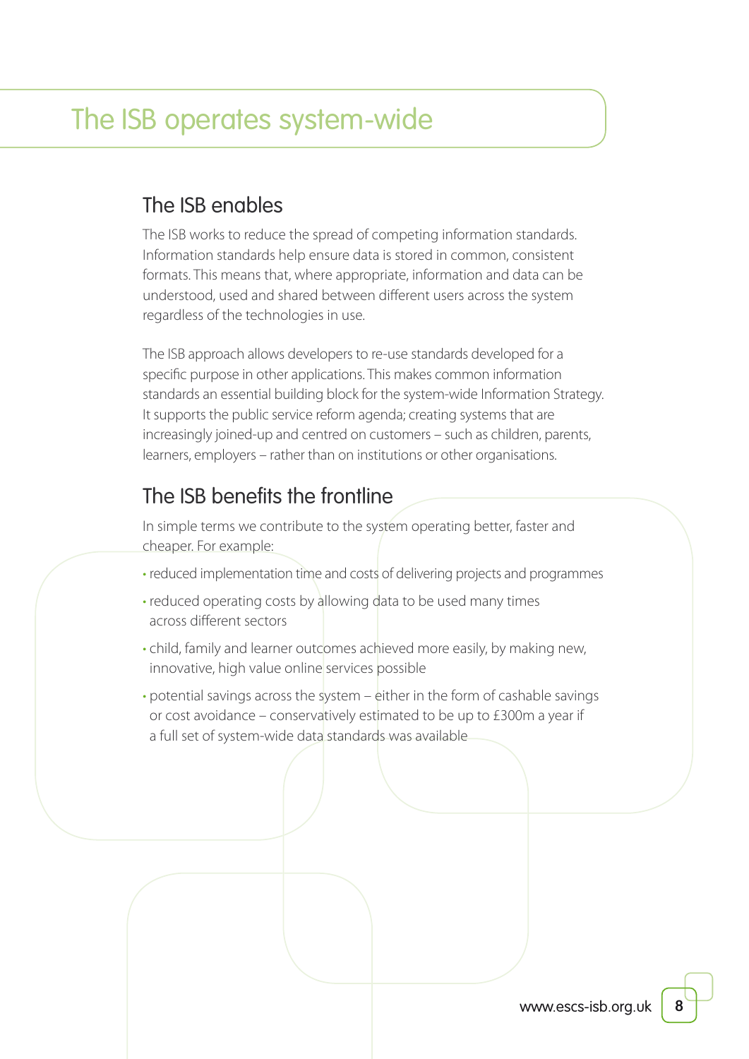# The ISB operates system-wide

## The ISB enables

The ISB works to reduce the spread of competing information standards. Information standards help ensure data is stored in common, consistent formats. This means that, where appropriate, information and data can be understood, used and shared between different users across the system regardless of the technologies in use.

The ISB approach allows developers to re-use standards developed for a specific purpose in other applications. This makes common information standards an essential building block for the system-wide Information Strategy. It supports the public service reform agenda; creating systems that are increasingly joined-up and centred on customers – such as children, parents, learners, employers – rather than on institutions or other organisations.

## The ISB benefits the frontline

In simple terms we contribute to the system operating better, faster and cheaper. For example:

- reduced implementation time and costs of delivering projects and programmes
- reduced operating costs by allowing data to be used many times across different sectors
- child, family and learner outcomes achieved more easily, by making new, innovative, high value online services possible
- potential savings across the system – either in the form of cashable savings or cost avoidance – conservatively estimated to be up to £300m a year if a full set of system-wide data standards was available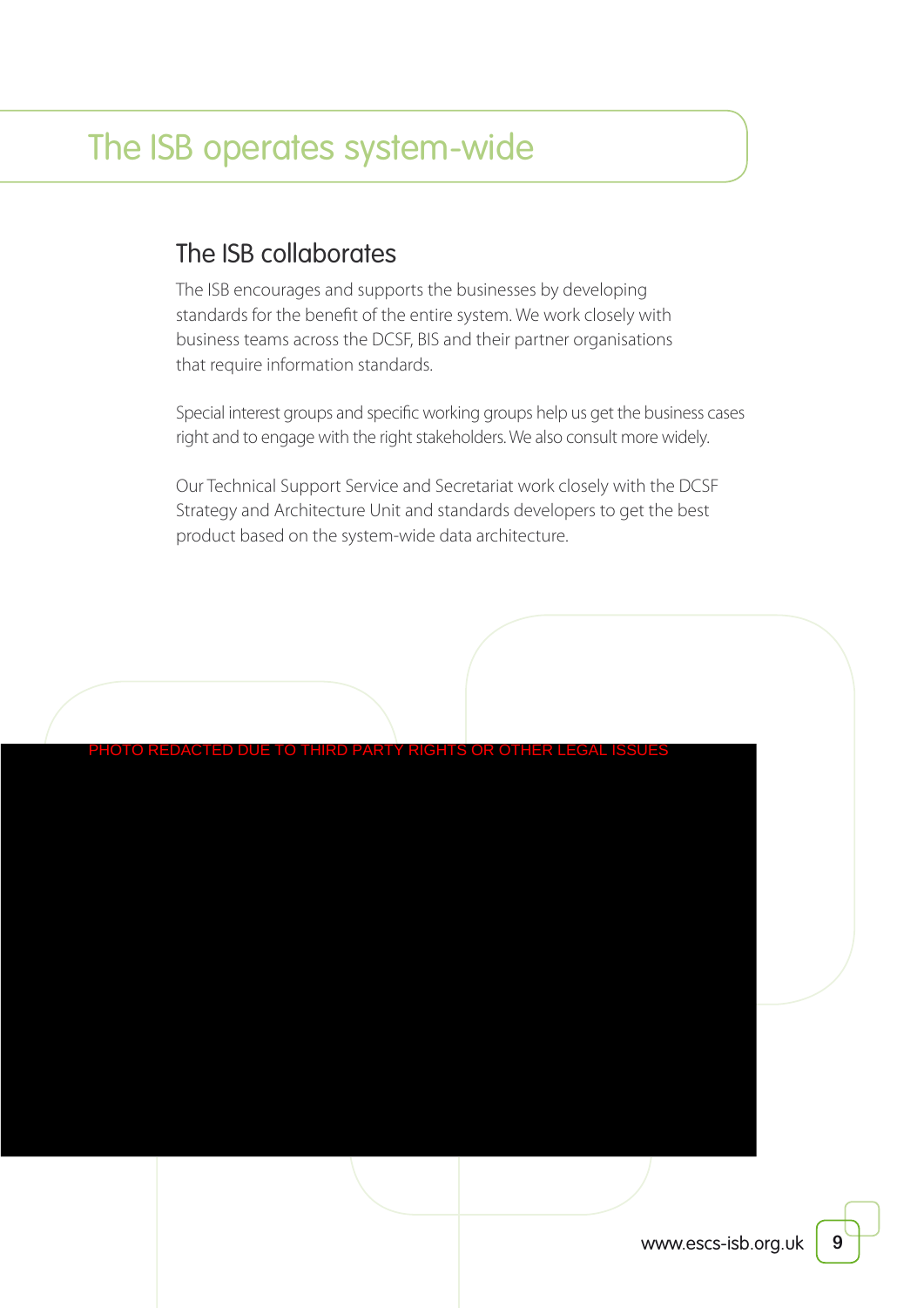# The ISB operates system-wide

## The ISB collaborates

The ISB encourages and supports the businesses by developing standards for the benefit of the entire system. We work closely with business teams across the DCSF, BIS and their partner organisations that require information standards.

Special interest groups and specific working groups help us get the business cases right and to engage with the right stakeholders. We also consult more widely.

Our Technical Support Service and Secretariat work closely with the DCSF Strategy and Architecture Unit and standards developers to get the best product based on the system-wide data architecture.

PHOTO REDACTED DUE TO THIRD PARTY RIGHTS OR OTHER LEGAL ISSUES

www.escs-isb.org.uk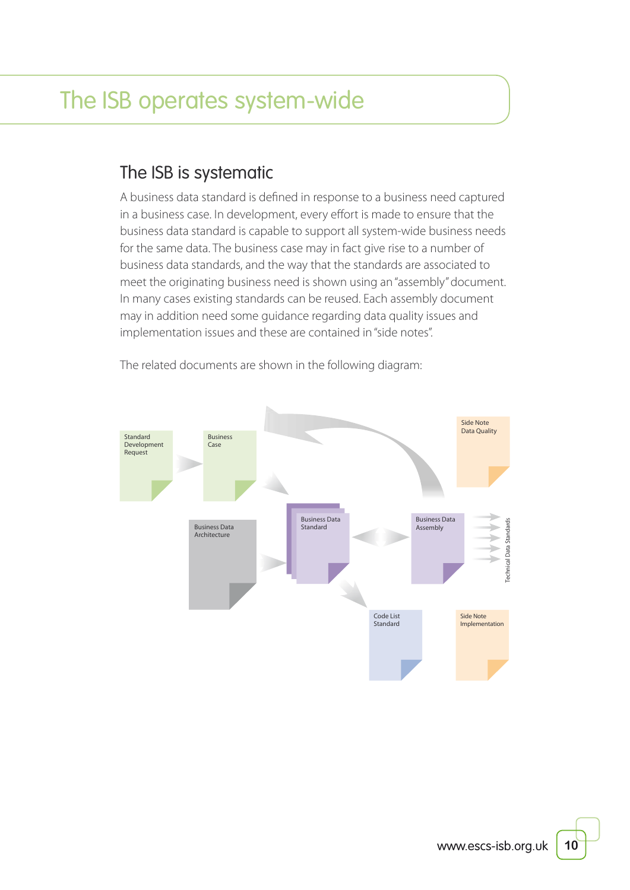# The ISB operates system-wide

## The ISB is systematic

A business data standard is defined in response to a business need captured in a business case. In development, every effort is made to ensure that the business data standard is capable to support all system-wide business needs for the same data. The business case may in fact give rise to a number of business data standards, and the way that the standards are associated to meet the originating business need is shown using an "assembly" document. In many cases existing standards can be reused. Each assembly document may in addition need some guidance regarding data quality issues and implementation issues and these are contained in "side notes".

The related documents are shown in the following diagram:

Standard Development Request

Business Case

Side Note Data Quality

Business Data Architecture

Business Data Standard

Business Data Assembly

Technical Data Standards

Code List Standard

Side Note Implementation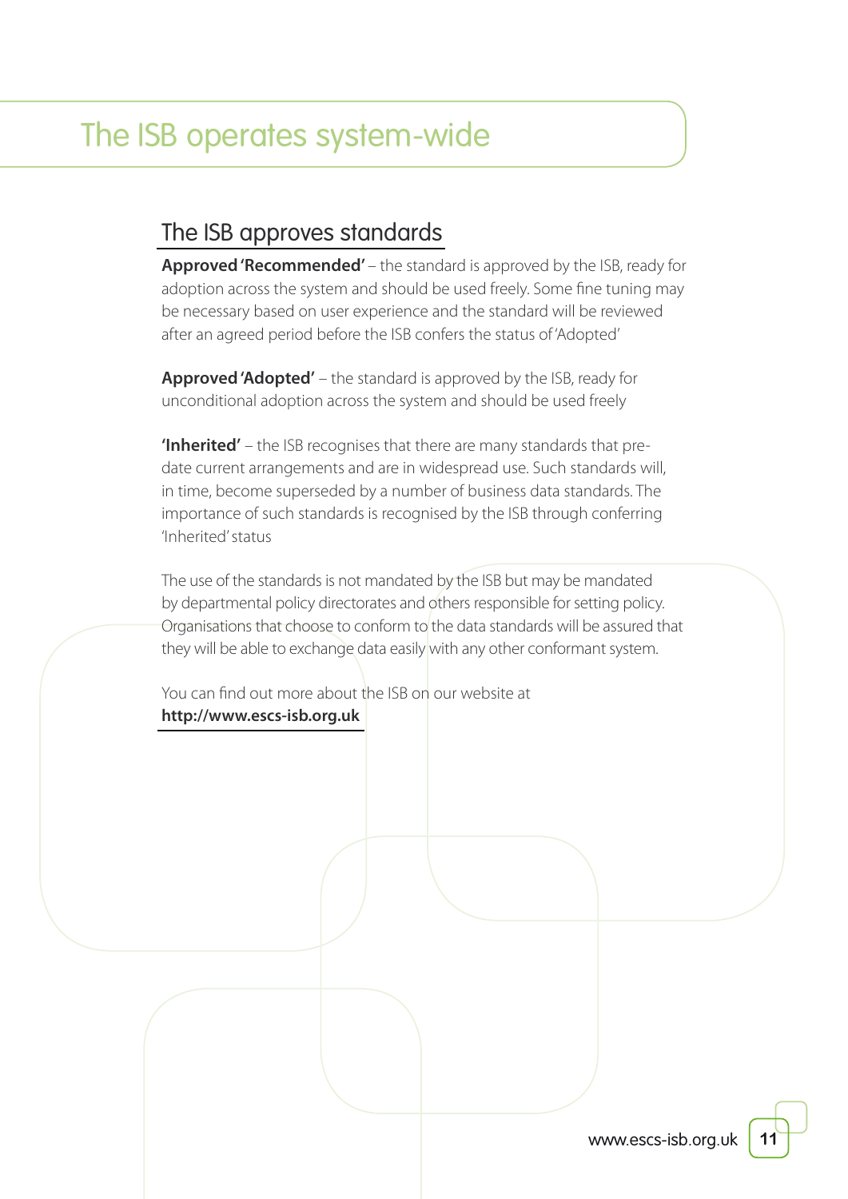# The ISB operates system-wide

## The ISB approves standards

**Approved 'Recommended'** – the standard is approved by the ISB, ready for adoption across the system and should be used freely. Some fine tuning may be necessary based on user experience and the standard will be reviewed after an agreed period before the ISB confers the status of 'Adopted'

**Approved 'Adopted'** – the standard is approved by the ISB, ready for unconditional adoption across the system and should be used freely

**'Inherited'** – the ISB recognises that there are many standards that pre-date current arrangements and are in widespread use. Such standards will, in time, become superseded by a number of business data standards. The importance of such standards is recognised by the ISB through conferring 'Inherited' status

The use of the standards is not mandated by the ISB but may be mandated by departmental policy directorates and others responsible for setting policy. Organisations that choose to conform to the data standards will be assured that they will be able to exchange data easily with any other conformant system.

You can find out more about the ISB on our website at **http://www.escs-isb.org.uk**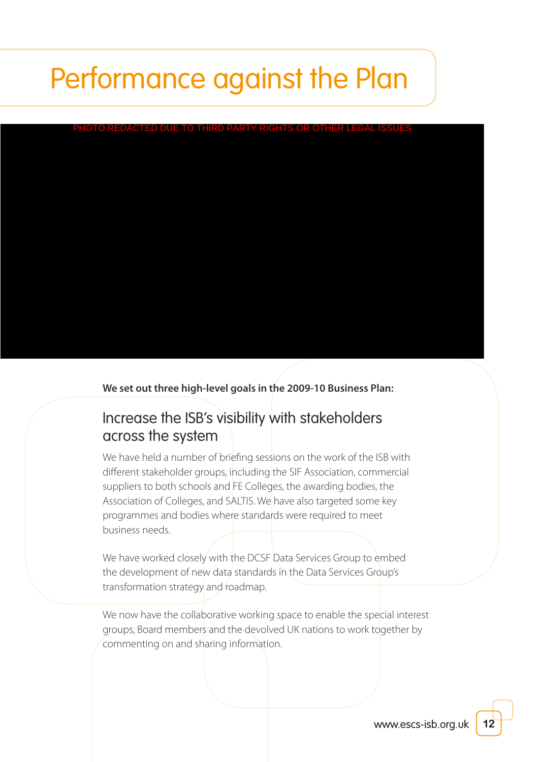# Performance against the Plan

PHOTO REDACTED DUE TO THIRD PARTY RIGHTS OR OTHER LEGAL ISSUES

**We set out three high-level goals in the 2009-10 Business Plan:**

## Increase the ISB's visibility with stakeholders across the system

We have held a number of briefing sessions on the work of the ISB with different stakeholder groups, including the SIF Association, commercial suppliers to both schools and FE Colleges, the awarding bodies, the Association of Colleges, and SALTIS. We have also targeted some key programmes and bodies where standards were required to meet business needs.

We have worked closely with the DCSF Data Services Group to embed the development of new data standards in the Data Services Group's transformation strategy and roadmap.

We now have the collaborative working space to enable the special interest groups, Board members and the devolved UK nations to work together by commenting on and sharing information.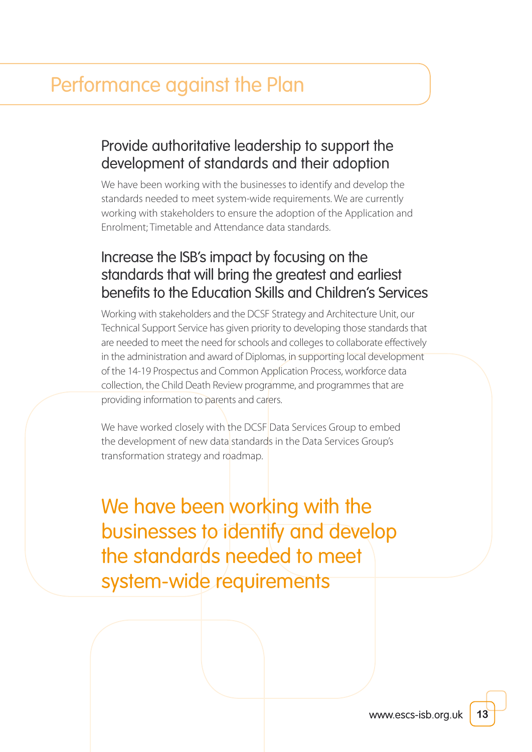# Performance against the Plan

## Provide authoritative leadership to support the development of standards and their adoption

We have been working with the businesses to identify and develop the standards needed to meet system-wide requirements. We are currently working with stakeholders to ensure the adoption of the Application and Enrolment; Timetable and Attendance data standards.

## Increase the ISB's impact by focusing on the standards that will bring the greatest and earliest benefits to the Education Skills and Children's Services

Working with stakeholders and the DCSF Strategy and Architecture Unit, our Technical Support Service has given priority to developing those standards that are needed to meet the need for schools and colleges to collaborate effectively in the administration and award of Diplomas, in supporting local development of the 14-19 Prospectus and Common Application Process, workforce data collection, the Child Death Review programme, and programmes that are providing information to parents and carers.

We have worked closely with the DCSF Data Services Group to embed the development of new data standards in the Data Services Group's transformation strategy and roadmap.

We have been working with the businesses to identify and develop the standards needed to meet system-wide requirements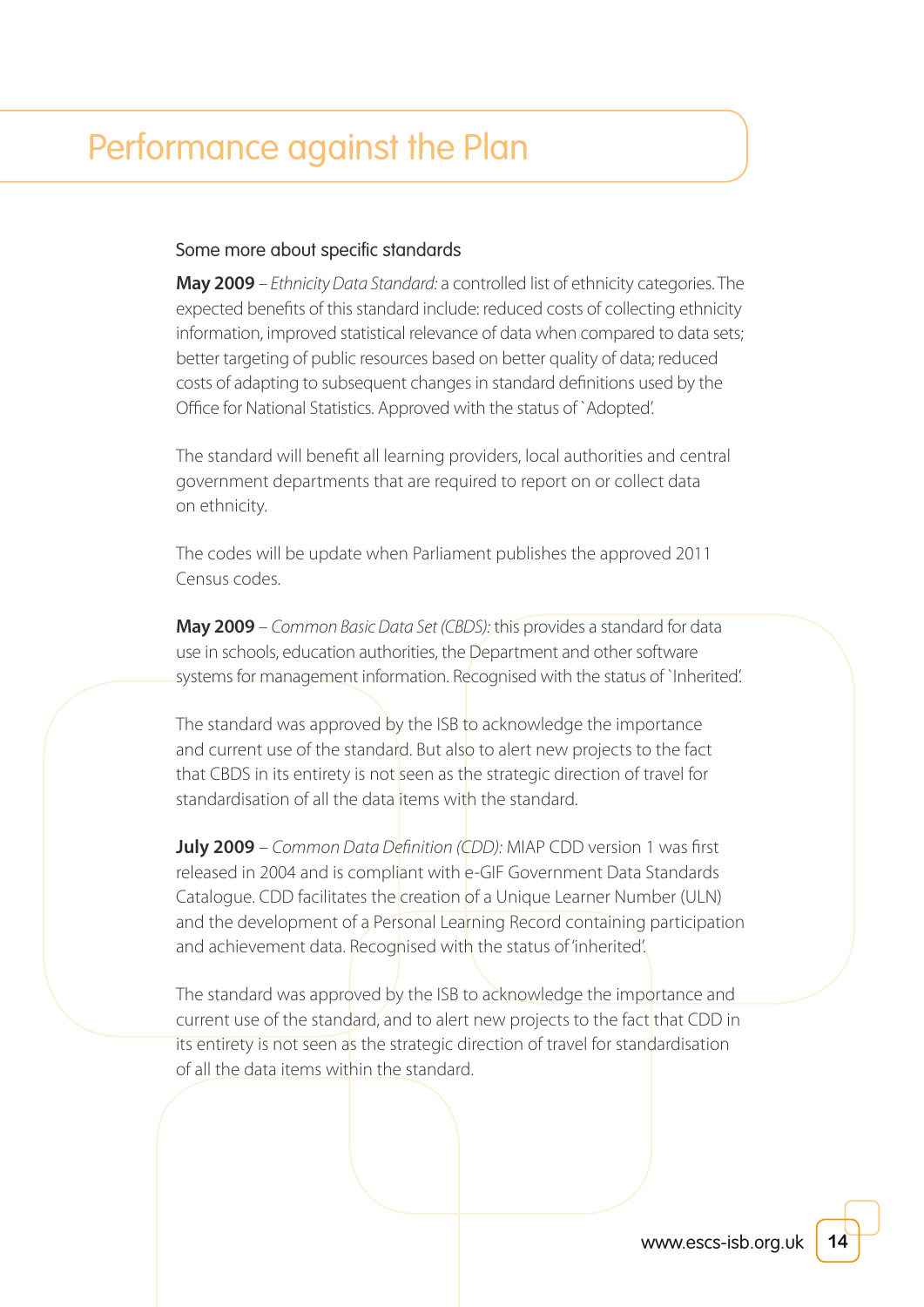# Performance against the Plan

### Some more about specific standards

**May 2009** – *Ethnicity Data Standard:* a controlled list of ethnicity categories. The expected benefits of this standard include: reduced costs of collecting ethnicity information, improved statistical relevance of data when compared to data sets; better targeting of public resources based on better quality of data; reduced costs of adapting to subsequent changes in standard definitions used by the Office for National Statistics. Approved with the status of `Adopted'.

The standard will benefit all learning providers, local authorities and central government departments that are required to report on or collect data on ethnicity.

The codes will be update when Parliament publishes the approved 2011 Census codes.

**May 2009** – *Common Basic Data Set (CBDS):* this provides a standard for data use in schools, education authorities, the Department and other software systems for management information. Recognised with the status of `Inherited'.

The standard was approved by the ISB to acknowledge the importance and current use of the standard. But also to alert new projects to the fact that CBDS in its entirety is not seen as the strategic direction of travel for standardisation of all the data items with the standard.

**July 2009** – *Common Data Definition (CDD):* MIAP CDD version 1 was first released in 2004 and is compliant with e-GIF Government Data Standards Catalogue. CDD facilitates the creation of a Unique Learner Number (ULN) and the development of a Personal Learning Record containing participation and achievement data. Recognised with the status of 'inherited'.

The standard was approved by the ISB to acknowledge the importance and current use of the standard, and to alert new projects to the fact that CDD in its entirety is not seen as the strategic direction of travel for standardisation of all the data items within the standard.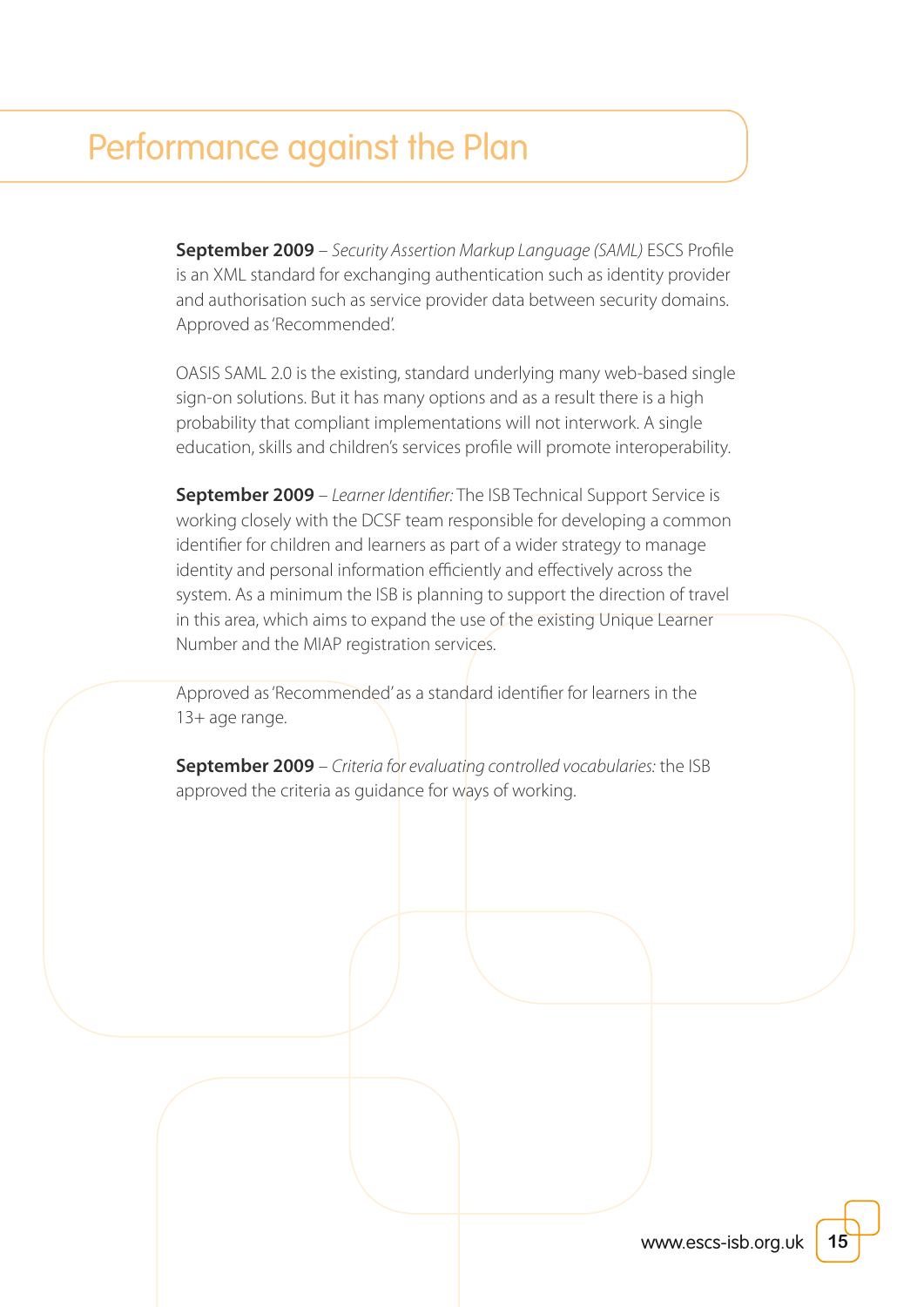# Performance against the Plan

**September 2009** – *Security Assertion Markup Language (SAML)* ESCS Profile is an XML standard for exchanging authentication such as identity provider and authorisation such as service provider data between security domains. Approved as 'Recommended'.

OASIS SAML 2.0 is the existing, standard underlying many web-based single sign-on solutions. But it has many options and as a result there is a high probability that compliant implementations will not interwork. A single education, skills and children's services profile will promote interoperability.

**September 2009** – *Learner Identifier:* The ISB Technical Support Service is working closely with the DCSF team responsible for developing a common identifier for children and learners as part of a wider strategy to manage identity and personal information efficiently and effectively across the system. As a minimum the ISB is planning to support the direction of travel in this area, which aims to expand the use of the existing Unique Learner Number and the MIAP registration services.

Approved as 'Recommended' as a standard identifier for learners in the 13+ age range.

**September 2009** – *Criteria for evaluating controlled vocabularies:* the ISB approved the criteria as guidance for ways of working.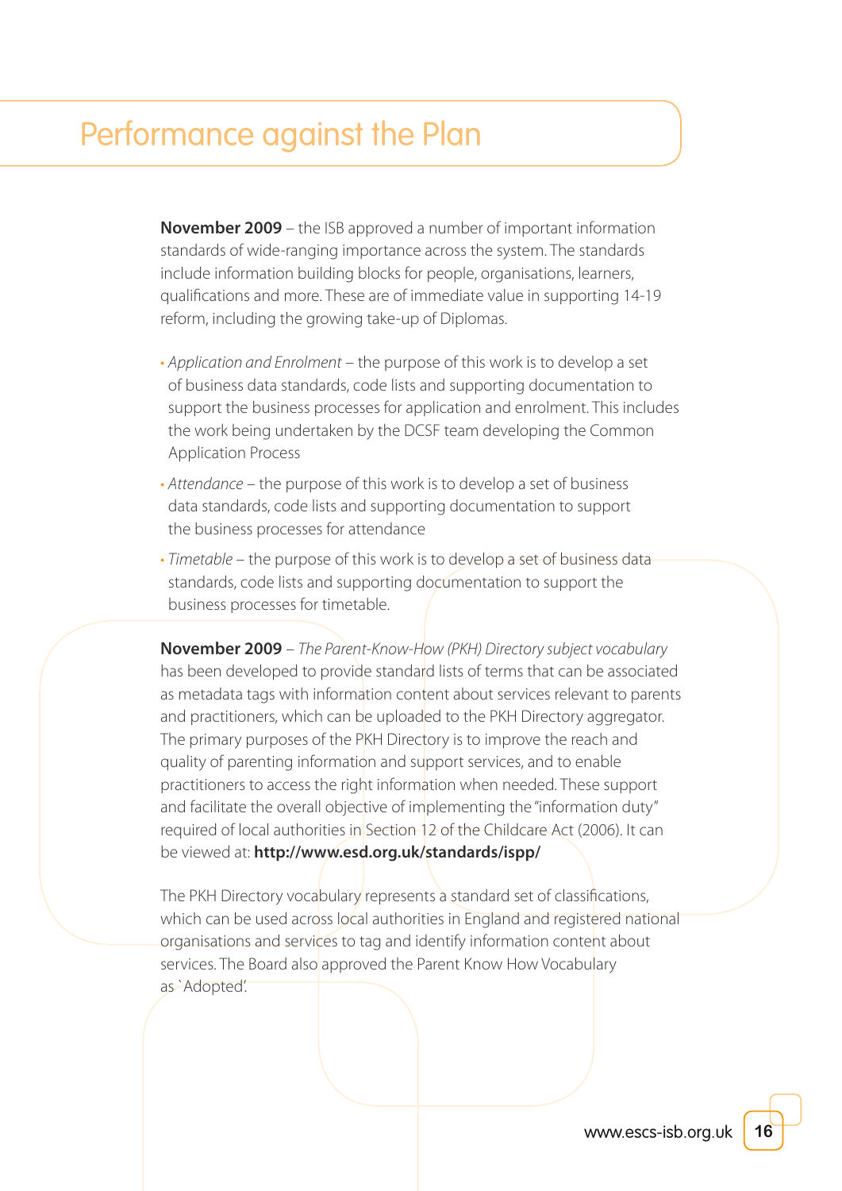# Performance against the Plan

**November 2009** – the ISB approved a number of important information standards of wide-ranging importance across the system. The standards include information building blocks for people, organisations, learners, qualifications and more. These are of immediate value in supporting 14-19 reform, including the growing take-up of Diplomas.

- *Application and Enrolment* – the purpose of this work is to develop a set of business data standards, code lists and supporting documentation to support the business processes for application and enrolment. This includes the work being undertaken by the DCSF team developing the Common Application Process
- *Attendance* – the purpose of this work is to develop a set of business data standards, code lists and supporting documentation to support the business processes for attendance
- *Timetable* – the purpose of this work is to develop a set of business data standards, code lists and supporting documentation to support the business processes for timetable.

**November 2009** – *The Parent-Know-How (PKH) Directory subject vocabulary* has been developed to provide standard lists of terms that can be associated as metadata tags with information content about services relevant to parents and practitioners, which can be uploaded to the PKH Directory aggregator. The primary purposes of the PKH Directory is to improve the reach and quality of parenting information and support services, and to enable practitioners to access the right information when needed. These support and facilitate the overall objective of implementing the "information duty" required of local authorities in Section 12 of the Childcare Act (2006). It can be viewed at: **http://www.esd.org.uk/standards/ispp/**

The PKH Directory vocabulary represents a standard set of classifications, which can be used across local authorities in England and registered national organisations and services to tag and identify information content about services. The Board also approved the Parent Know How Vocabulary as `Adopted'.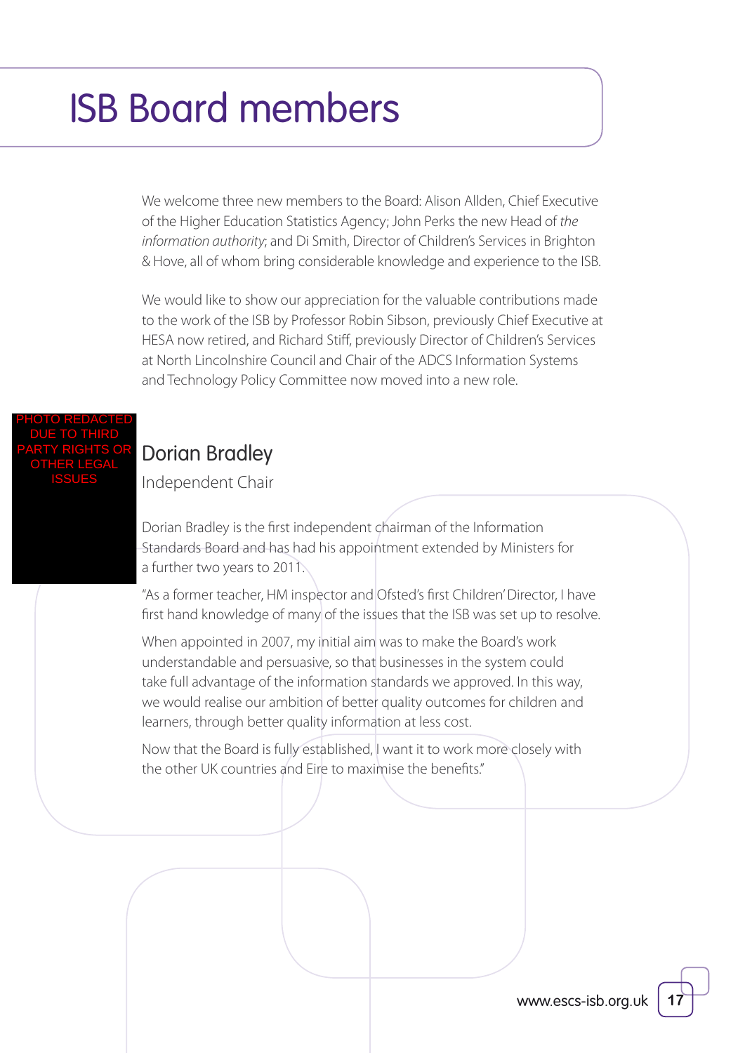# ISB Board members

We welcome three new members to the Board: Alison Allden, Chief Executive of the Higher Education Statistics Agency; John Perks the new Head of *the information authority*; and Di Smith, Director of Children's Services in Brighton & Hove, all of whom bring considerable knowledge and experience to the ISB.

We would like to show our appreciation for the valuable contributions made to the work of the ISB by Professor Robin Sibson, previously Chief Executive at HESA now retired, and Richard Stiff, previously Director of Children's Services at North Lincolnshire Council and Chair of the ADCS Information Systems and Technology Policy Committee now moved into a new role.

PHOTO REDACTED DUE TO THIRD PARTY RIGHTS OR OTHER LEGAL ISSUES

## Dorian Bradley

Independent Chair

Dorian Bradley is the first independent chairman of the Information Standards Board and has had his appointment extended by Ministers for a further two years to 2011.

"As a former teacher, HM inspector and Ofsted's first Children' Director, I have first hand knowledge of many of the issues that the ISB was set up to resolve.

When appointed in 2007, my initial aim was to make the Board's work understandable and persuasive, so that businesses in the system could take full advantage of the information standards we approved. In this way, we would realise our ambition of better quality outcomes for children and learners, through better quality information at less cost.

Now that the Board is fully established, I want it to work more closely with the other UK countries and Eire to maximise the benefits."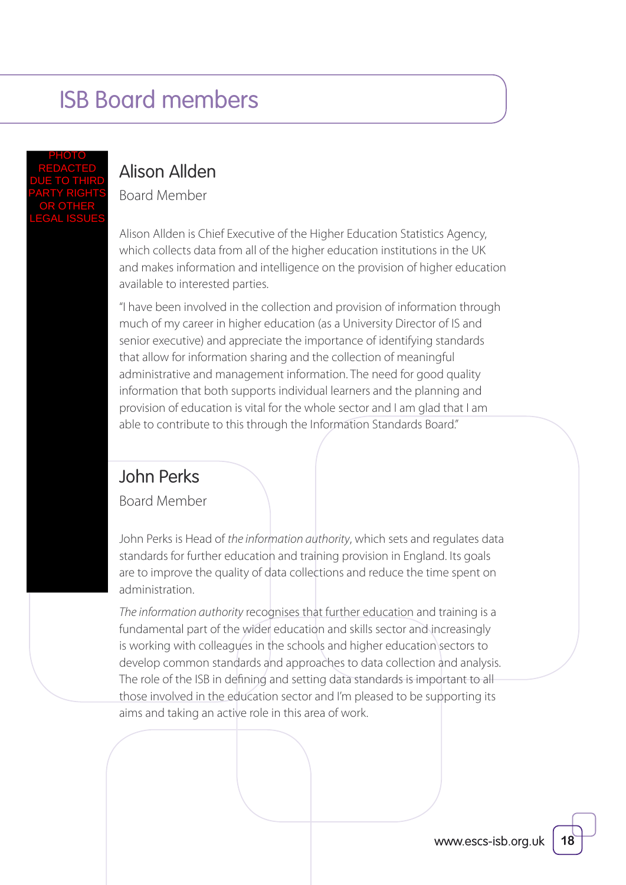# ISB Board members

PHOTO REDACTED DUE TO THIRD PARTY RIGHTS OR OTHER LEGAL ISSUES

## Alison Allden

Board Member

Alison Allden is Chief Executive of the Higher Education Statistics Agency, which collects data from all of the higher education institutions in the UK and makes information and intelligence on the provision of higher education available to interested parties.

"I have been involved in the collection and provision of information through much of my career in higher education (as a University Director of IS and senior executive) and appreciate the importance of identifying standards that allow for information sharing and the collection of meaningful administrative and management information. The need for good quality information that both supports individual learners and the planning and provision of education is vital for the whole sector and I am glad that I am able to contribute to this through the Information Standards Board."

## John Perks

Board Member

John Perks is Head of *the information authority*, which sets and regulates data standards for further education and training provision in England. Its goals are to improve the quality of data collections and reduce the time spent on administration.

*The information authority* recognises that further education and training is a fundamental part of the wider education and skills sector and increasingly is working with colleagues in the schools and higher education sectors to develop common standards and approaches to data collection and analysis. The role of the ISB in defining and setting data standards is important to all those involved in the education sector and I'm pleased to be supporting its aims and taking an active role in this area of work.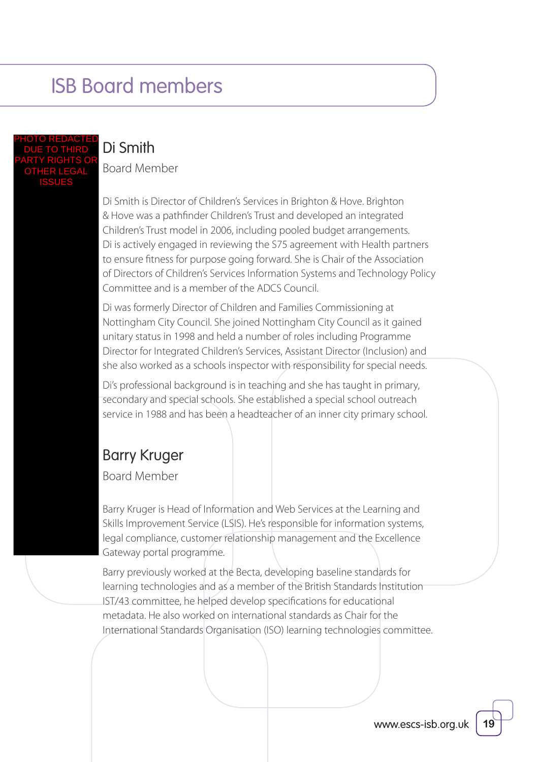# ISB Board members

PHOTO REDACTED DUE TO THIRD PARTY RIGHTS OR OTHER LEGAL ISSUES

## Di Smith

Board Member

Di Smith is Director of Children's Services in Brighton & Hove. Brighton & Hove was a pathfinder Children's Trust and developed an integrated Children's Trust model in 2006, including pooled budget arrangements. Di is actively engaged in reviewing the S75 agreement with Health partners to ensure fitness for purpose going forward. She is Chair of the Association of Directors of Children's Services Information Systems and Technology Policy Committee and is a member of the ADCS Council.

Di was formerly Director of Children and Families Commissioning at Nottingham City Council. She joined Nottingham City Council as it gained unitary status in 1998 and held a number of roles including Programme Director for Integrated Children's Services, Assistant Director (Inclusion) and she also worked as a schools inspector with responsibility for special needs.

Di's professional background is in teaching and she has taught in primary, secondary and special schools. She established a special school outreach service in 1988 and has been a headteacher of an inner city primary school.

## Barry Kruger

Board Member

Barry Kruger is Head of Information and Web Services at the Learning and Skills Improvement Service (LSIS). He's responsible for information systems, legal compliance, customer relationship management and the Excellence Gateway portal programme.

Barry previously worked at the Becta, developing baseline standards for learning technologies and as a member of the British Standards Institution IST/43 committee, he helped develop specifications for educational metadata. He also worked on international standards as Chair for the International Standards Organisation (ISO) learning technologies committee.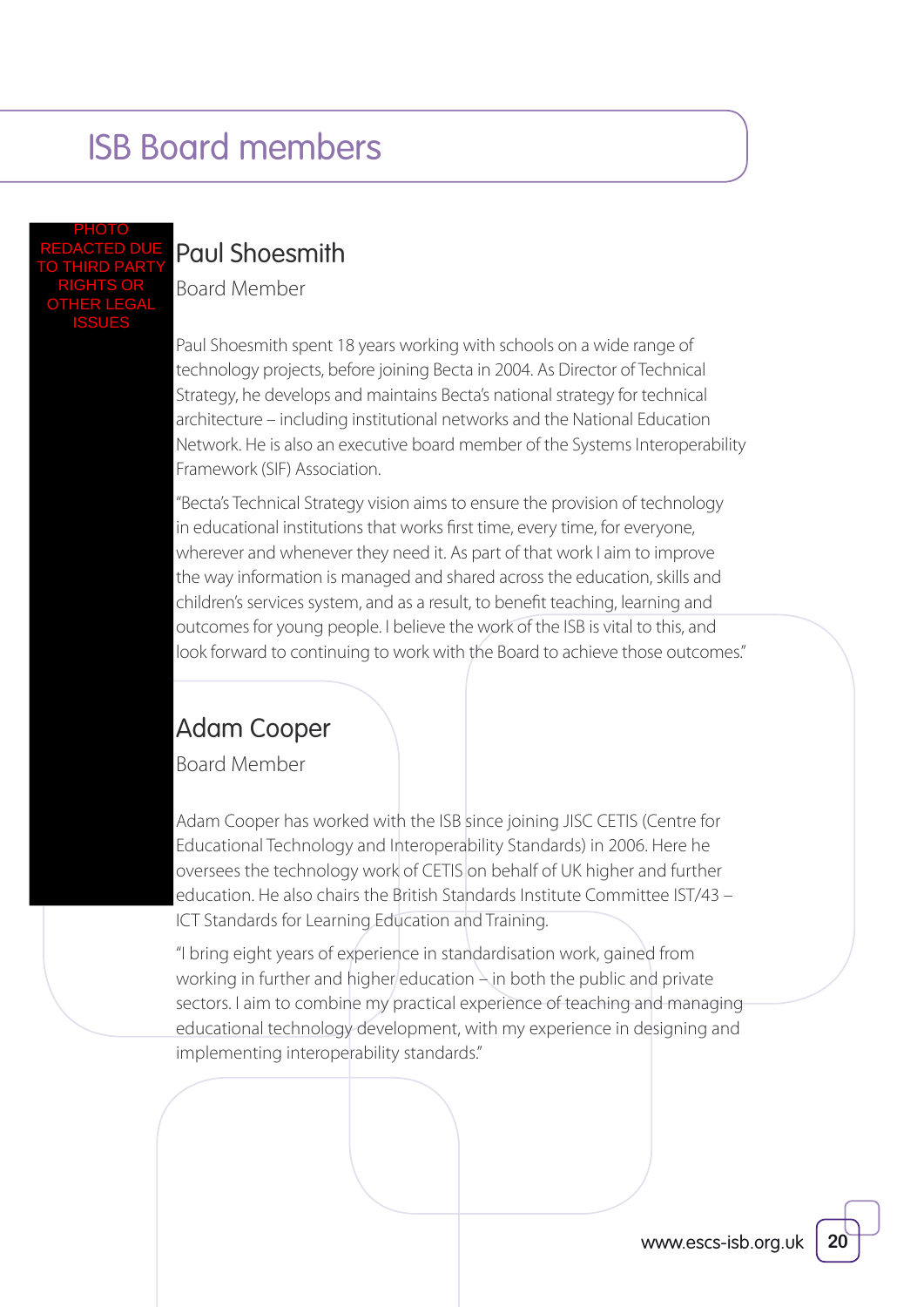# ISB Board members

PHOTO REDACTED DUE TO THIRD PARTY RIGHTS OR OTHER LEGAL ISSUES

## Paul Shoesmith

Board Member

Paul Shoesmith spent 18 years working with schools on a wide range of technology projects, before joining Becta in 2004. As Director of Technical Strategy, he develops and maintains Becta's national strategy for technical architecture – including institutional networks and the National Education Network. He is also an executive board member of the Systems Interoperability Framework (SIF) Association.

"Becta's Technical Strategy vision aims to ensure the provision of technology in educational institutions that works first time, every time, for everyone, wherever and whenever they need it. As part of that work I aim to improve the way information is managed and shared across the education, skills and children's services system, and as a result, to benefit teaching, learning and outcomes for young people. I believe the work of the ISB is vital to this, and look forward to continuing to work with the Board to achieve those outcomes."

## Adam Cooper

Board Member

Adam Cooper has worked with the ISB since joining JISC CETIS (Centre for Educational Technology and Interoperability Standards) in 2006. Here he oversees the technology work of CETIS on behalf of UK higher and further education. He also chairs the British Standards Institute Committee IST/43 – ICT Standards for Learning Education and Training.

"I bring eight years of experience in standardisation work, gained from working in further and higher education – in both the public and private sectors. I aim to combine my practical experience of teaching and managing educational technology development, with my experience in designing and implementing interoperability standards."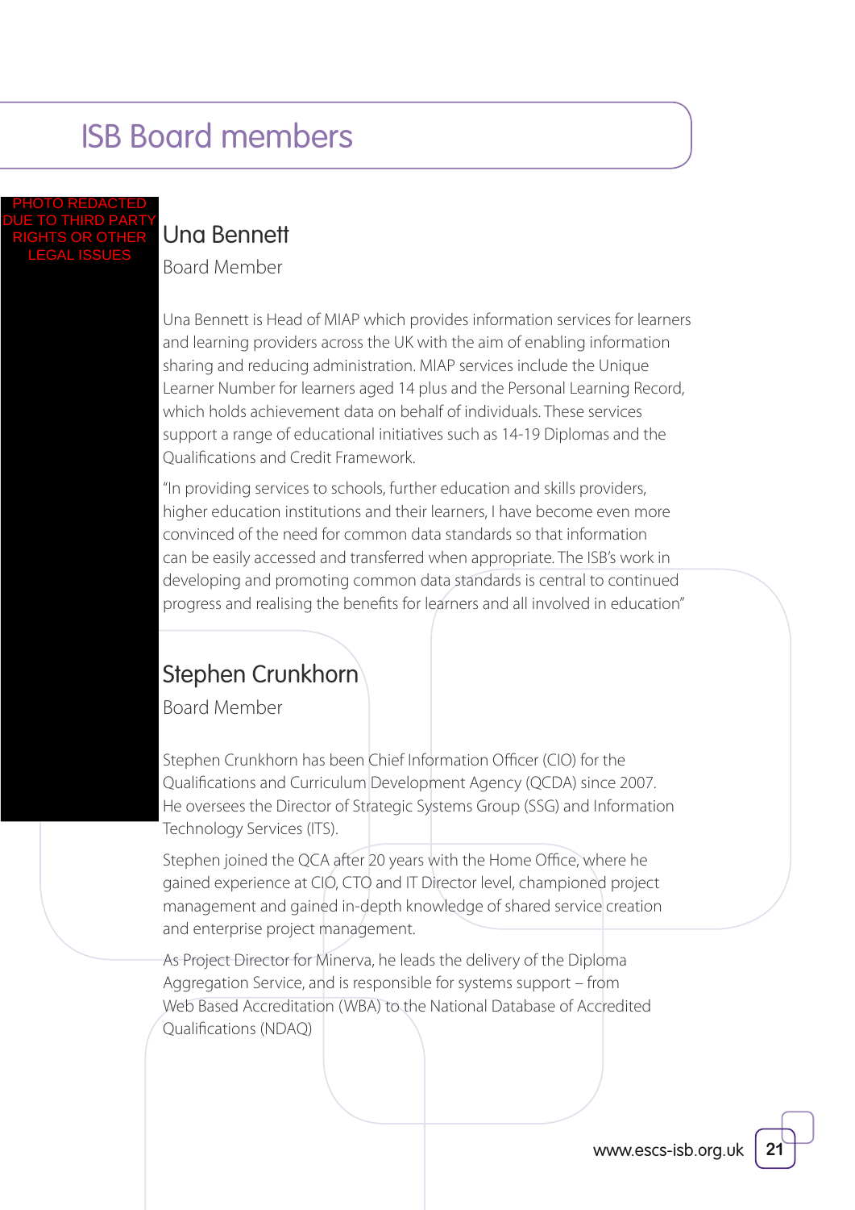# ISB Board members

PHOTO REDACTED DUE TO THIRD PARTY RIGHTS OR OTHER LEGAL ISSUES

## Una Bennett

Board Member

Una Bennett is Head of MIAP which provides information services for learners and learning providers across the UK with the aim of enabling information sharing and reducing administration. MIAP services include the Unique Learner Number for learners aged 14 plus and the Personal Learning Record, which holds achievement data on behalf of individuals. These services support a range of educational initiatives such as 14-19 Diplomas and the Qualifications and Credit Framework.

"In providing services to schools, further education and skills providers, higher education institutions and their learners, I have become even more convinced of the need for common data standards so that information can be easily accessed and transferred when appropriate. The ISB's work in developing and promoting common data standards is central to continued progress and realising the benefits for learners and all involved in education"

## Stephen Crunkhorn

Board Member

Stephen Crunkhorn has been Chief Information Officer (CIO) for the Qualifications and Curriculum Development Agency (QCDA) since 2007. He oversees the Director of Strategic Systems Group (SSG) and Information Technology Services (ITS).

Stephen joined the QCA after 20 years with the Home Office, where he gained experience at CIO, CTO and IT Director level, championed project management and gained in-depth knowledge of shared service creation and enterprise project management.

As Project Director for Minerva, he leads the delivery of the Diploma Aggregation Service, and is responsible for systems support – from Web Based Accreditation (WBA) to the National Database of Accredited Qualifications (NDAQ)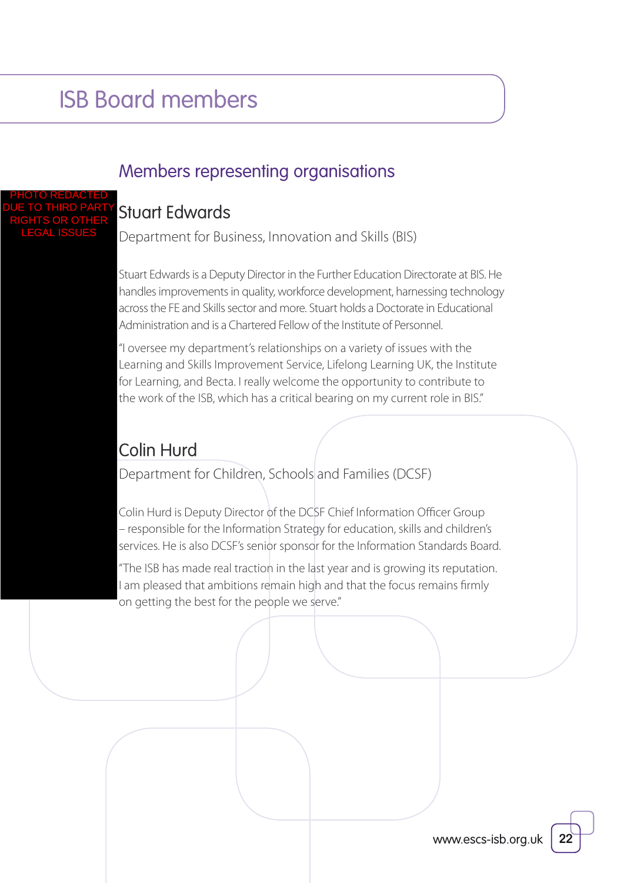# ISB Board members

## Members representing organisations

PHOTO REDACTED DUE TO THIRD PARTY RIGHTS OR OTHER LEGAL ISSUES

### Stuart Edwards

Department for Business, Innovation and Skills (BIS)

Stuart Edwards is a Deputy Director in the Further Education Directorate at BIS. He handles improvements in quality, workforce development, harnessing technology across the FE and Skills sector and more. Stuart holds a Doctorate in Educational Administration and is a Chartered Fellow of the Institute of Personnel.

"I oversee my department's relationships on a variety of issues with the Learning and Skills Improvement Service, Lifelong Learning UK, the Institute for Learning, and Becta. I really welcome the opportunity to contribute to the work of the ISB, which has a critical bearing on my current role in BIS."

### Colin Hurd

Department for Children, Schools and Families (DCSF)

Colin Hurd is Deputy Director of the DCSF Chief Information Officer Group – responsible for the Information Strategy for education, skills and children's services. He is also DCSF's senior sponsor for the Information Standards Board.

"The ISB has made real traction in the last year and is growing its reputation. I am pleased that ambitions remain high and that the focus remains firmly on getting the best for the people we serve."

www.escs-isb.org.uk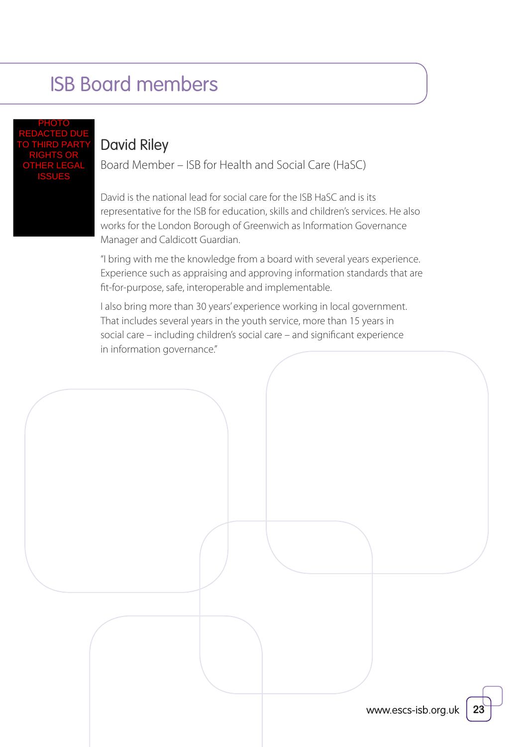# ISB Board members

PHOTO REDACTED DUE TO THIRD PARTY RIGHTS OR OTHER LEGAL ISSUES

## David Riley

Board Member – ISB for Health and Social Care (HaSC)

David is the national lead for social care for the ISB HaSC and is its representative for the ISB for education, skills and children's services. He also works for the London Borough of Greenwich as Information Governance Manager and Caldicott Guardian.

"I bring with me the knowledge from a board with several years experience. Experience such as appraising and approving information standards that are fit-for-purpose, safe, interoperable and implementable.

I also bring more than 30 years' experience working in local government. That includes several years in the youth service, more than 15 years in social care – including children's social care – and significant experience in information governance."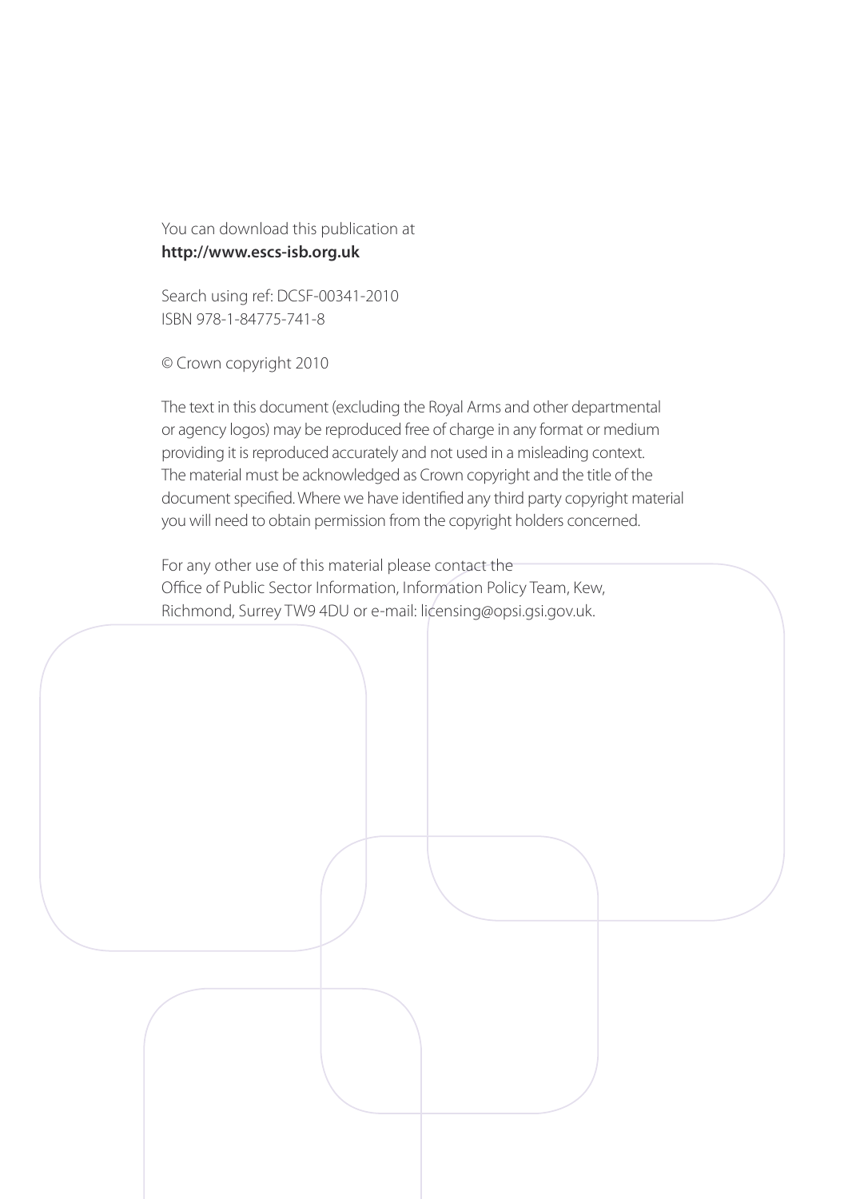You can download this publication at
**http://www.escs-isb.org.uk**

Search using ref: DCSF-00341-2010
ISBN 978-1-84775-741-8

© Crown copyright 2010

The text in this document (excluding the Royal Arms and other departmental or agency logos) may be reproduced free of charge in any format or medium providing it is reproduced accurately and not used in a misleading context. The material must be acknowledged as Crown copyright and the title of the document specified. Where we have identified any third party copyright material you will need to obtain permission from the copyright holders concerned.

For any other use of this material please contact the Office of Public Sector Information, Information Policy Team, Kew, Richmond, Surrey TW9 4DU or e-mail: licensing@opsi.gsi.gov.uk.